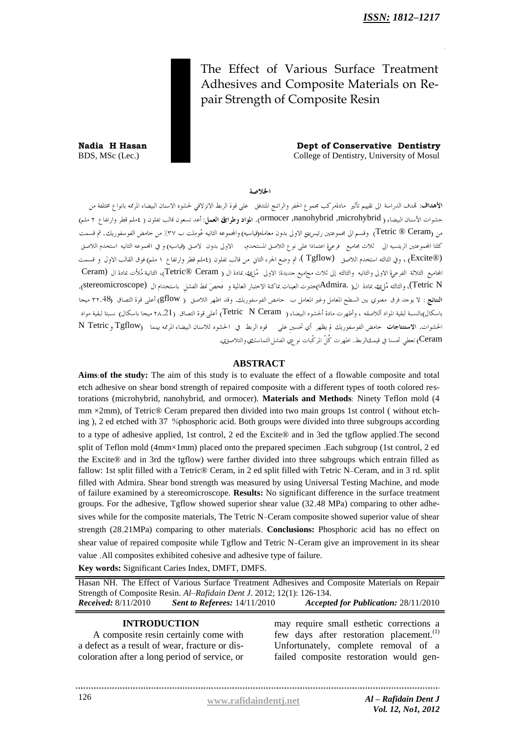# The Effect of Various Surface Treatment Adhesives and Composite Materials on Repair Strength of Composite Resin

**Nadia H Hasan**
BDS, MSc (Lec.)

**Dept of Conservative Dentistry**
College of Dentistry, University of Mosul

## الخلاصة

**الأهداف**: تهدف الدراسة الى تقييم تأثير مادةمركب مجموع الحفر والرابط المتدفق على قوة الربط الانزلاقي لحشوه الاسنان البيضاء المرممه بانواع مختلفة من حشوات الأسنان البيضاء (ormocer ,nanohybrid ,microhybrid). **المواد وطرائق العمل**: أعد تسعون قالب تفلون (٤ملم قطر وارتفاع ٢ ملم) من (Tetric ® Ceram) وقسم الى مجموعتين رئيسيتين الاولى بدون معامله(قياسيه) والمجموعه الثانيه عُوملت ب ٣٧٪ من حامض الفوسفوريك. ثم قسمت كلتا المجموعتين الرئيسيه الى ثلاث مجاميع فرعيةً اعتمادا على نوع اللاصق المستخدم، الاولى بدون لاصق (قياسيه) و في المجموعه الثانيه استخدم اللاصق (Excite®)، وفي الثالثه استخدم اللاصق (Tgflow). ثم وضع الجزء الثاني من قالب تفلون (٤ملم قطر وارتفاع ١ ملم) فوق القالب الاول و قسمت المجاميع الثلاثة الفرعية الاولى والثانيه والثالثه إلى ثلاث مجاميع جديدة: الاولى مُلِئتْ بمادة ال (Tetric® Ceram)، الثانية مُلِأت بمادة ال (Tetric N Ceram)، والثالثه مُلِئتْ بمادة ال (Admira.)اختبرت العينات بماكنة الاختبار العالمية و فُحِصَ نمط الفشل باستخدام ال (stereomicroscope). **النتائج** : لا يوجد فرق معنوي بين السطح المعامل وغير المعامل ب حامض الفوسفوريك. وقد اظهر اللاصق (gflow) أعلى قوة التصاق (32.48 ميجا باسكال)بالنسبة لبقية المواد ألالاصقه ، وأظهرت مادة ألحشوه البيضاء (Tetric N Ceram) أعلى قوة التصاق (21.٢٨ ميجا باسكال) نسبتا لبقية مواد الحشوات. **الاستنتاجات** حامض الفوسفوريك لم يظهر أي تحسين على قوه الربط في الحشوه للاسنان البيضاء المرممه بينما (Tgflow و N Tetric Ceram) تعطي تحسنا في قيمةالربط. اظهرت كُلّ المركّبات نوعَيّ الفشل التماسكيّ والتلاصقيّ.

## ABSTRACT

**Aims of the study:** The aim of this study is to evaluate the effect of a flowable composite and total etch adhesive on shear bond strength of repaired composite with a different types of tooth colored restorations (microhybrid, nanohybrid, and ormocer). **Materials and Methods**: Ninety Teflon mold (4 mm ×2mm), of Tetric® Ceram prepared then divided into two main groups 1st control ( without etching ), 2 ed etched with 37 %phosphoric acid. Both groups were divided into three subgroups according to a type of adhesive applied, 1st control, 2 ed the Excite® and in 3ed the tgflow applied.The second split of Teflon mold (4mm×1mm) placed onto the prepared specimen .Each subgroup (1st control, 2 ed the Excite® and in 3rd the tgflow) were farther divided into three subgroups which entrain filled as fallow: 1st split filled with a Tetric® Ceram, in 2 ed split filled with Tetric N–Ceram, and in 3 rd. split filled with Admira. Shear bond strength was measured by using Universal Testing Machine, and mode of failure examined by a stereomicroscope. **Results:** No significant difference in the surface treatment groups. For the adhesive, Tgflow showed superior shear value (32.48 MPa) comparing to other adhesives while for the composite materials, The Tetric N–Ceram composite showed superior value of shear strength (28.21MPa) comparing to other materials. **Conclusions:** Phosphoric acid has no effect on shear value of repaired composite while Tgflow and Tetric N–Ceram give an improvement in its shear value .All composites exhibited cohesive and adhesive type of failure.

**Key words:** Significant Caries Index, DMFT, DMFS.

Hasan NH. The Effect of Various Surface Treatment Adhesives and Composite Materials on Repair Strength of Composite Resin. *Al–Rafidain Dent J*. 2012; 12(1): 126-134.
***Received:*** 8/11/2010 ***Sent to Referees:*** 14/11/2010 ***Accepted for Publication:*** 28/11/2010

## INTRODUCTION

A composite resin certainly come with a defect as a result of wear, fracture or discoloration after a long period of service, or may require small esthetic corrections a few days after restoration placement.[1] Unfortunately, complete removal of a failed composite restoration would gen-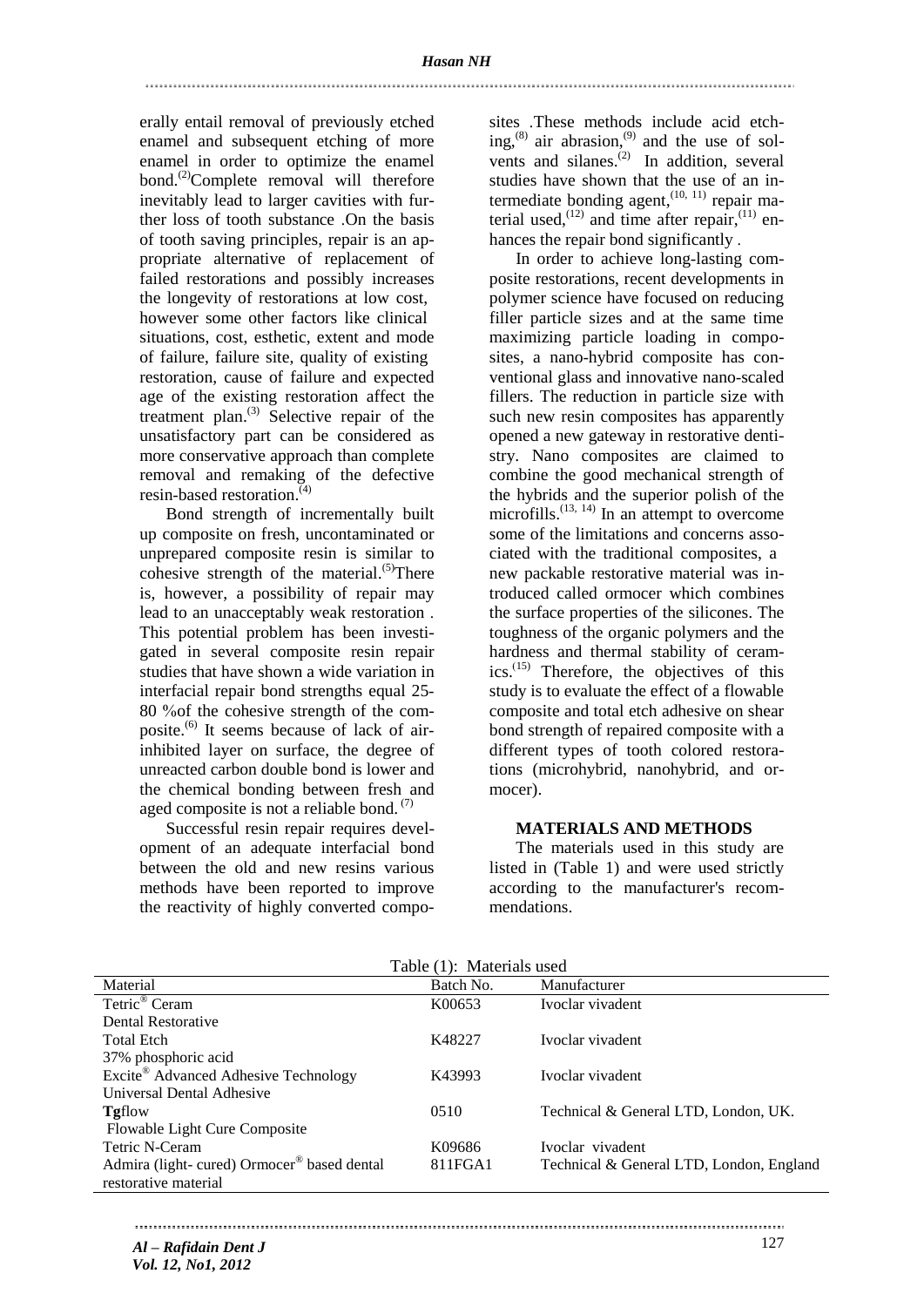erally entail removal of previously etched enamel and subsequent etching of more enamel in order to optimize the enamel bond.[2] Complete removal will therefore inevitably lead to larger cavities with further loss of tooth substance .On the basis of tooth saving principles, repair is an appropriate alternative of replacement of failed restorations and possibly increases the longevity of restorations at low cost, however some other factors like clinical situations, cost, esthetic, extent and mode of failure, failure site, quality of existing restoration, cause of failure and expected age of the existing restoration affect the treatment plan.[3] Selective repair of the unsatisfactory part can be considered as more conservative approach than complete removal and remaking of the defective resin-based restoration.[4]

Bond strength of incrementally built up composite on fresh, uncontaminated or unprepared composite resin is similar to cohesive strength of the material.[5] There is, however, a possibility of repair may lead to an unacceptably weak restoration . This potential problem has been investigated in several composite resin repair studies that have shown a wide variation in interfacial repair bond strengths equal 25-80 %of the cohesive strength of the composite.[6] It seems because of lack of air-inhibited layer on surface, the degree of unreacted carbon double bond is lower and the chemical bonding between fresh and aged composite is not a reliable bond.[7]

Successful resin repair requires development of an adequate interfacial bond between the old and new resins various methods have been reported to improve the reactivity of highly converted composites .These methods include acid etching,[8] air abrasion,[9] and the use of solvents and silanes.[2] In addition, several studies have shown that the use of an intermediate bonding agent,[10, 11] repair material used,[12] and time after repair,[11] enhances the repair bond significantly .

In order to achieve long-lasting composite restorations, recent developments in polymer science have focused on reducing filler particle sizes and at the same time maximizing particle loading in composites, a nano-hybrid composite has conventional glass and innovative nano-scaled fillers. The reduction in particle size with such new resin composites has apparently opened a new gateway in restorative dentistry. Nano composites are claimed to combine the good mechanical strength of the hybrids and the superior polish of the microfills.[13, 14] In an attempt to overcome some of the limitations and concerns associated with the traditional composites, a new packable restorative material was introduced called ormocer which combines the surface properties of the silicones. The toughness of the organic polymers and the hardness and thermal stability of ceramics.[15] Therefore, the objectives of this study is to evaluate the effect of a flowable composite and total etch adhesive on shear bond strength of repaired composite with a different types of tooth colored restorations (microhybrid, nanohybrid, and ormocer).

## MATERIALS AND METHODS

The materials used in this study are listed in (Table 1) and were used strictly according to the manufacturer's recommendations.

Table (1): Materials used

| Material | Batch No. | Manufacturer |
|---|---|---|
| Tetric® Ceram Dental Restorative | K00653 | Ivoclar vivadent |
| Total Etch 37% phosphoric acid | K48227 | Ivoclar vivadent |
| Excite® Advanced Adhesive Technology Universal Dental Adhesive | K43993 | Ivoclar vivadent |
| **Tg**flow Flowable Light Cure Composite | 0510 | Technical & General LTD, London, UK. |
| Tetric N-Ceram | K09686 | Ivoclar vivadent |
| Admira (light- cured) Ormocer® based dental restorative material | 811FGA1 | Technical & General LTD, London, England |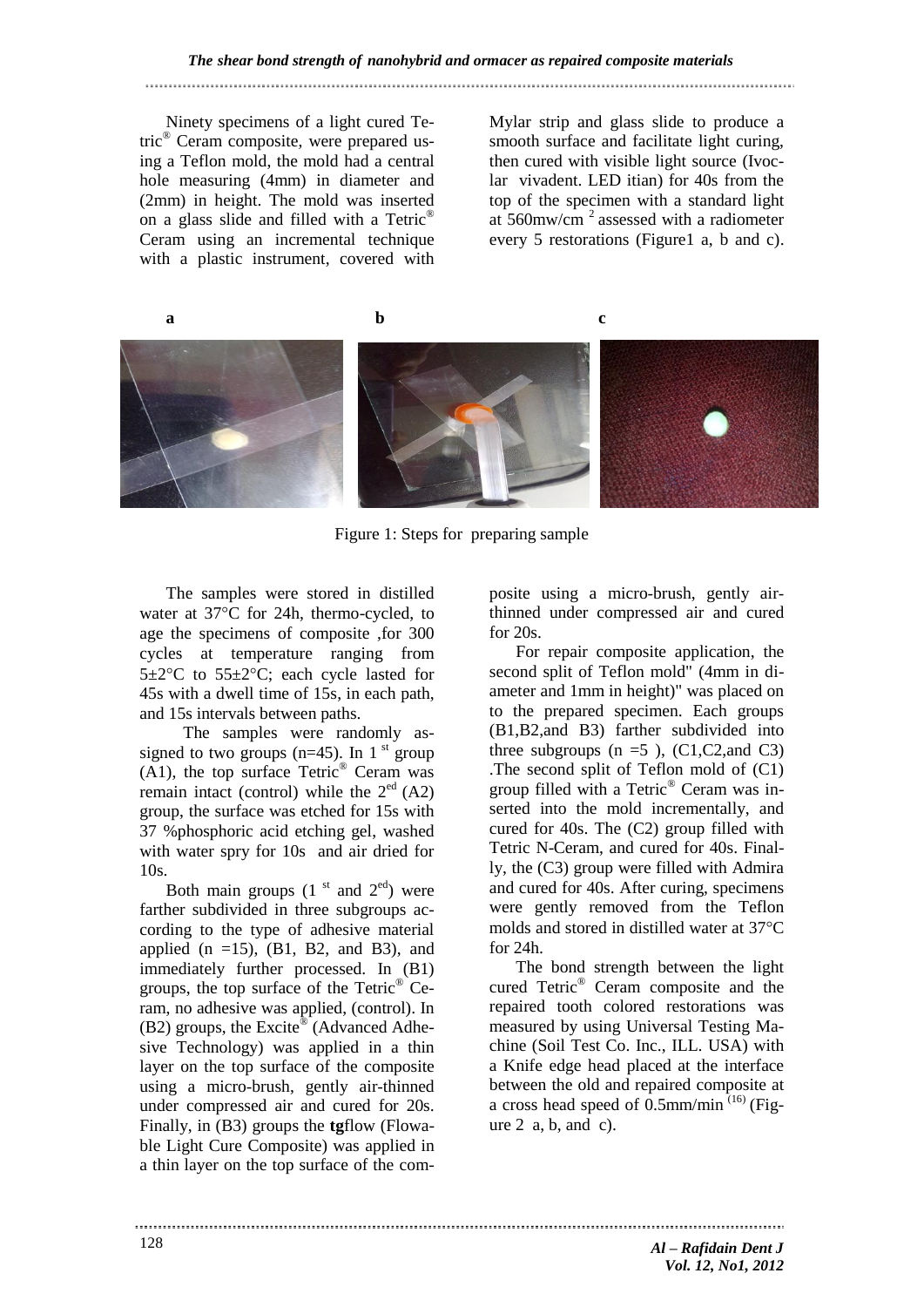Ninety specimens of a light cured Tetric® Ceram composite, were prepared using a Teflon mold, the mold had a central hole measuring (4mm) in diameter and (2mm) in height. The mold was inserted on a glass slide and filled with a Tetric® Ceram using an incremental technique with a plastic instrument, covered with Mylar strip and glass slide to produce a smooth surface and facilitate light curing, then cured with visible light source (Ivoclar vivadent. LED itian) for 40s from the top of the specimen with a standard light at 560mw/cm $^2$ assessed with a radiometer every 5 restorations (Figure1 a, b and c).

a b c

Figure 1: Steps for preparing sample

The samples were stored in distilled water at 37°C for 24h, thermo-cycled, to age the specimens of composite ,for 300 cycles at temperature ranging from 5±2°C to 55±2°C; each cycle lasted for 45s with a dwell time of 15s, in each path, and 15s intervals between paths.

The samples were randomly assigned to two groups (n=45). In 1 $^{st}$ group (A1), the top surface Tetric® Ceram was remain intact (control) while the 2$^{ed}$ (A2) group, the surface was etched for 15s with 37 %phosphoric acid etching gel, washed with water spry for 10s and air dried for 10s.

Both main groups (1 $^{st}$ and 2$^{ed}$) were farther subdivided in three subgroups according to the type of adhesive material applied (n =15), (B1, B2, and B3), and immediately further processed. In (B1) groups, the top surface of the Tetric® Ceram, no adhesive was applied, (control). In (B2) groups, the Excite® (Advanced Adhesive Technology) was applied in a thin layer on the top surface of the composite using a micro-brush, gently air-thinned under compressed air and cured for 20s. Finally, in (B3) groups the **tg**flow (Flowable Light Cure Composite) was applied in a thin layer on the top surface of the composite using a micro-brush, gently air-thinned under compressed air and cured for 20s.

For repair composite application, the second split of Teflon mold" (4mm in diameter and 1mm in height)" was placed on to the prepared specimen. Each groups (B1,B2,and B3) farther subdivided into three subgroups (n =5 ), (C1,C2,and C3) .The second split of Teflon mold of (C1) group filled with a Tetric® Ceram was inserted into the mold incrementally, and cured for 40s. The (C2) group filled with Tetric N-Ceram, and cured for 40s. Finally, the (C3) group were filled with Admira and cured for 40s. After curing, specimens were gently removed from the Teflon molds and stored in distilled water at 37°C for 24h.

The bond strength between the light cured Tetric® Ceram composite and the repaired tooth colored restorations was measured by using Universal Testing Machine (Soil Test Co. Inc., ILL. USA) with a Knife edge head placed at the interface between the old and repaired composite at a cross head speed of 0.5mm/min [16] (Figure 2 a, b, and c).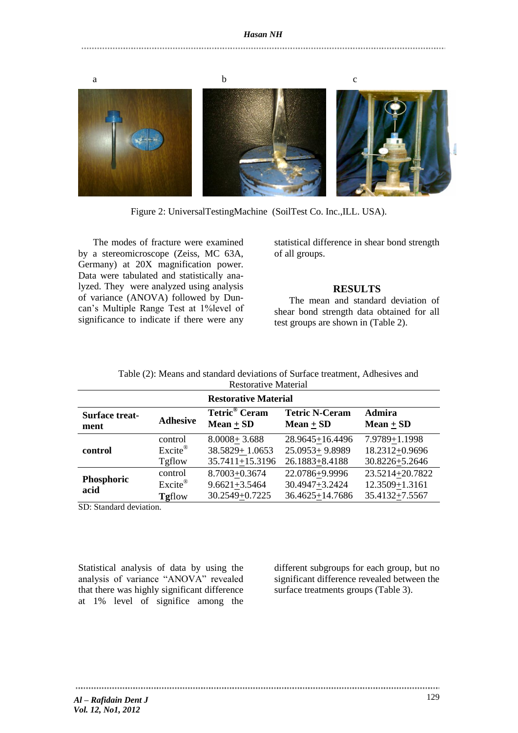a b c

Figure 2: UniversalTestingMachine (SoilTest Co. Inc.,ILL. USA).

The modes of fracture were examined by a stereomicroscope (Zeiss, MC 63A, Germany) at 20X magnification power. Data were tabulated and statistically analyzed. They were analyzed using analysis of variance (ANOVA) followed by Duncan's Multiple Range Test at 1%level of significance to indicate if there were any statistical difference in shear bond strength of all groups.

## RESULTS

The mean and standard deviation of shear bond strength data obtained for all test groups are shown in (Table 2).

Table (2): Means and standard deviations of Surface treatment, Adhesives and Restorative Material

| | | Restorative Material | | |
|---|---|---|---|---|
| **Surface treatment** | **Adhesive** | **Tetric® Ceram Mean ± SD** | **Tetric N-Ceram Mean ± SD** | **Admira Mean ± SD** |
| **control** | control | 8.0008± 3.688 | 28.9645±16.4496 | 7.9789±1.1998 |
| | Excite® | 38.5829± 1.0653 | 25.0953± 9.8989 | 18.2312±0.9696 |
| | Tgflow | 35.7411±15.3196 | 26.1883±8.4188 | 30.8226±5.2646 |
| **Phosphoric acid** | control | 8.7003±0.3674 | 22.0786±9.9996 | 23.5214±20.7822 |
| | Excite® | 9.6621±3.5464 | 30.4947±3.2424 | 12.3509±1.3161 |
| | **Tg**flow | 30.2549±0.7225 | 36.4625±14.7686 | 35.4132±7.5567 |

SD: Standard deviation.

Statistical analysis of data by using the analysis of variance "ANOVA" revealed that there was highly significant difference at 1% level of significe among the different subgroups for each group, but no significant difference revealed between the surface treatments groups (Table 3).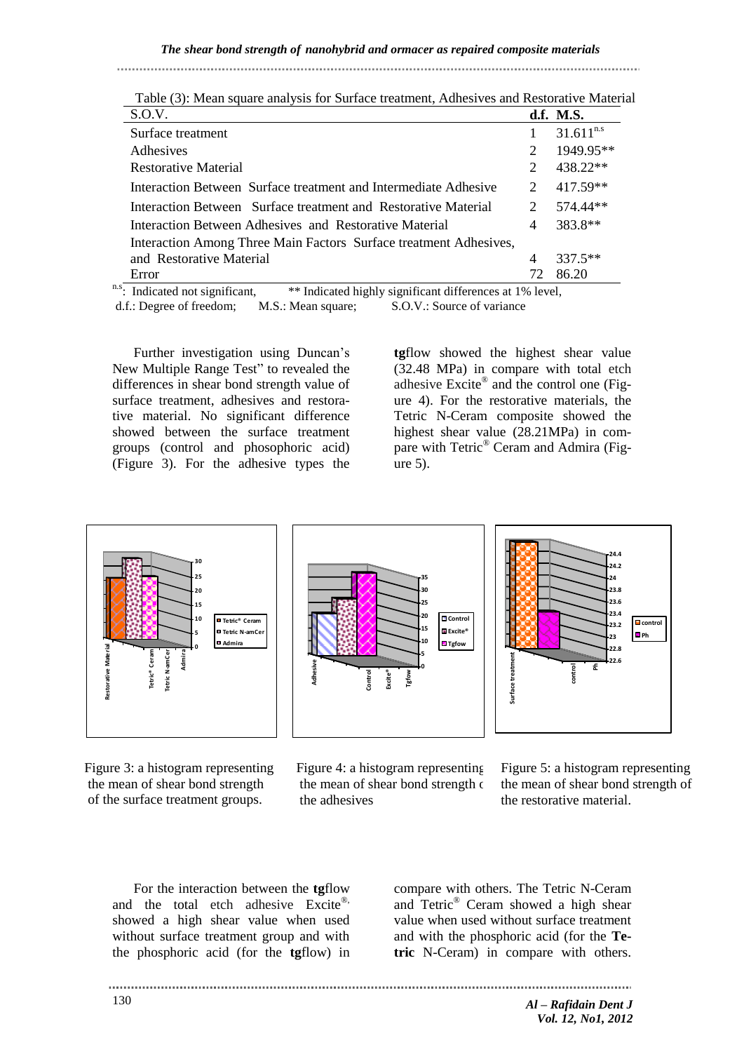Table (3): Mean square analysis for Surface treatment, Adhesives and Restorative Material

| S.O.V. | d.f. | M.S. |
|---|---|---|
| Surface treatment | 1 | 31.611[n.s] |
| Adhesives | 2 | 1949.95** |
| Restorative Material | 2 | 438.22** |
| Interaction Between Surface treatment and Intermediate Adhesive | 2 | 417.59** |
| Interaction Between Surface treatment and Restorative Material | 2 | 574.44** |
| Interaction Between Adhesives and Restorative Material | 4 | 383.8** |
| Interaction Among Three Main Factors Surface treatment Adhesives, and Restorative Material | 4 | 337.5** |
| Error | 72 | 86.20 |

[n.s]: Indicated not significant, ** Indicated highly significant differences at 1% level,
d.f.: Degree of freedom; M.S.: Mean square; S.O.V.: Source of variance

Further investigation using Duncan's New Multiple Range Test" to revealed the differences in shear bond strength value of surface treatment, adhesives and restorative material. No significant difference showed between the surface treatment groups (control and phosophoric acid) (Figure 3). For the adhesive types the **tg**flow showed the highest shear value (32.48 MPa) in compare with total etch adhesive Excite® and the control one (Figure 4). For the restorative materials, the Tetric N-Ceram composite showed the highest shear value (28.21MPa) in compare with Tetric® Ceram and Admira (Figure 5).

Restorative Material
Tetric® Ceram
Tetric N-amCer
Admira
0
5
10
15
20
25
30
Tetric® Ceram
Tetric N-amCer
Admira

Adhesive
Control
Excite®
Tgfow
0
5
10
15
20
25
30
35
Control
Excite®
Tgfow

Surface treatment
control
Ph
22.6
22.8
23
23.2
23.4
23.6
23.8
24
24.2
24.4
control
Ph

Figure 3: a histogram representing the mean of shear bond strength of the surface treatment groups.

Figure 4: a histogram representing the mean of shear bond strength of the adhesives

Figure 5: a histogram representing the mean of shear bond strength of the restorative material.

For the interaction between the **tg**flow and the total etch adhesive Excite®, showed a high shear value when used without surface treatment group and with the phosphoric acid (for the **tg**flow) in compare with others. The Tetric N-Ceram and Tetric® Ceram showed a high shear value when used without surface treatment and with the phosphoric acid (for the **Tetric** N-Ceram) in compare with others.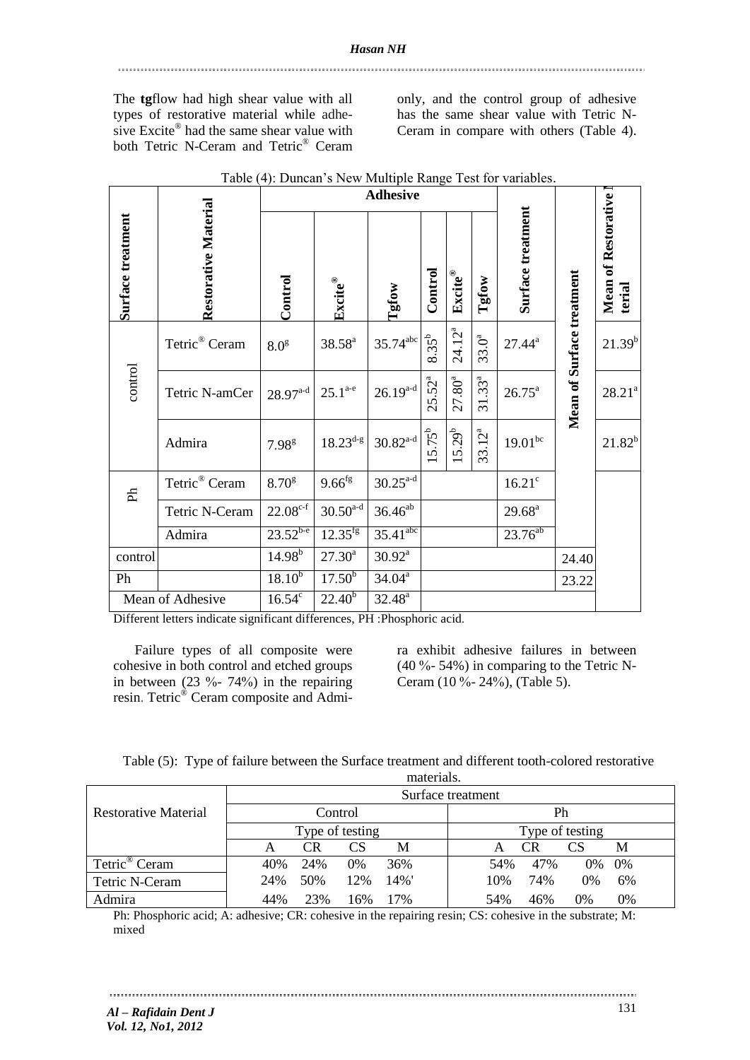The **tg**flow had high shear value with all types of restorative material while adhesive Excite® had the same shear value with both Tetric N-Ceram and Tetric® Ceram only, and the control group of adhesive has the same shear value with Tetric N-Ceram in compare with others (Table 4).

Table (4): Duncan's New Multiple Range Test for variables.

| Surface treatment | Restorative Material | Adhesive | | | | | | Surface treatment | Mean of Surface treatment | Mean of Restorative Material |
|---|---|---|---|---|---|---|---|---|---|---|
| | | Control | Excite® | Tgfow | Control | Excite® | Tgfow | | | |
| control | Tetric® Ceram | $8.0^{g}$ | $38.58^{a}$ | $35.74^{abc}$ | $8.35^{b}$ | $24.12^{a}$ | $33.0^{a}$ | $27.44^{a}$ | | $21.39^{b}$ |
| | Tetric N-amCer | $28.97^{a-d}$ | $25.1^{a-e}$ | $26.19^{a-d}$ | $25.52^{a}$ | $27.80^{a}$ | $31.33^{a}$ | $26.75^{a}$ | | $28.21^{a}$ |
| | Admira | $7.98^{g}$ | $18.23^{d-g}$ | $30.82^{a-d}$ | $15.75^{b}$ | $15.29^{b}$ | $33.12^{a}$ | $19.01^{bc}$ | | $21.82^{b}$ |
| Ph | Tetric® Ceram | $8.70^{g}$ | $9.66^{fg}$ | $30.25^{a-d}$ | | | | $16.21^{c}$ | | |
| | Tetric N-Ceram | $22.08^{c-f}$ | $30.50^{a-d}$ | $36.46^{ab}$ | | | | $29.68^{a}$ | | |
| | Admira | $23.52^{b-e}$ | $12.35^{fg}$ | $35.41^{abc}$ | | | | $23.76^{ab}$ | | |
| control | | $14.98^{b}$ | $27.30^{a}$ | $30.92^{a}$ | | | | | 24.40 | |
| Ph | | $18.10^{b}$ | $17.50^{b}$ | $34.04^{a}$ | | | | | 23.22 | |
| Mean of Adhesive | | $16.54^{c}$ | $22.40^{b}$ | $32.48^{a}$ | | | | | | |

Different letters indicate significant differences, PH :Phosphoric acid.

Failure types of all composite were cohesive in both control and etched groups in between (23 %- 74%) in the repairing resin. Tetric® Ceram composite and Admira exhibit adhesive failures in between (40 %- 54%) in comparing to the Tetric N-Ceram (10 %- 24%), (Table 5).

Table (5): Type of failure between the Surface treatment and different tooth-colored restorative materials.

| Restorative Material | Surface treatment | | | | | | | |
|---|---|---|---|---|---|---|---|---|
| | Control | | | | Ph | | | |
| | Type of testing | | | | Type of testing | | | |
| | A | CR | CS | M | A | CR | CS | M |
| Tetric® Ceram | 40% | 24% | 0% | 36% | 54% | 47% | 0% | 0% |
| Tetric N-Ceram | 24% | 50% | 12% | 14%' | 10% | 74% | 0% | 6% |
| Admira | 44% | 23% | 16% | 17% | 54% | 46% | 0% | 0% |

Ph: Phosphoric acid; A: adhesive; CR: cohesive in the repairing resin; CS: cohesive in the substrate; M: mixed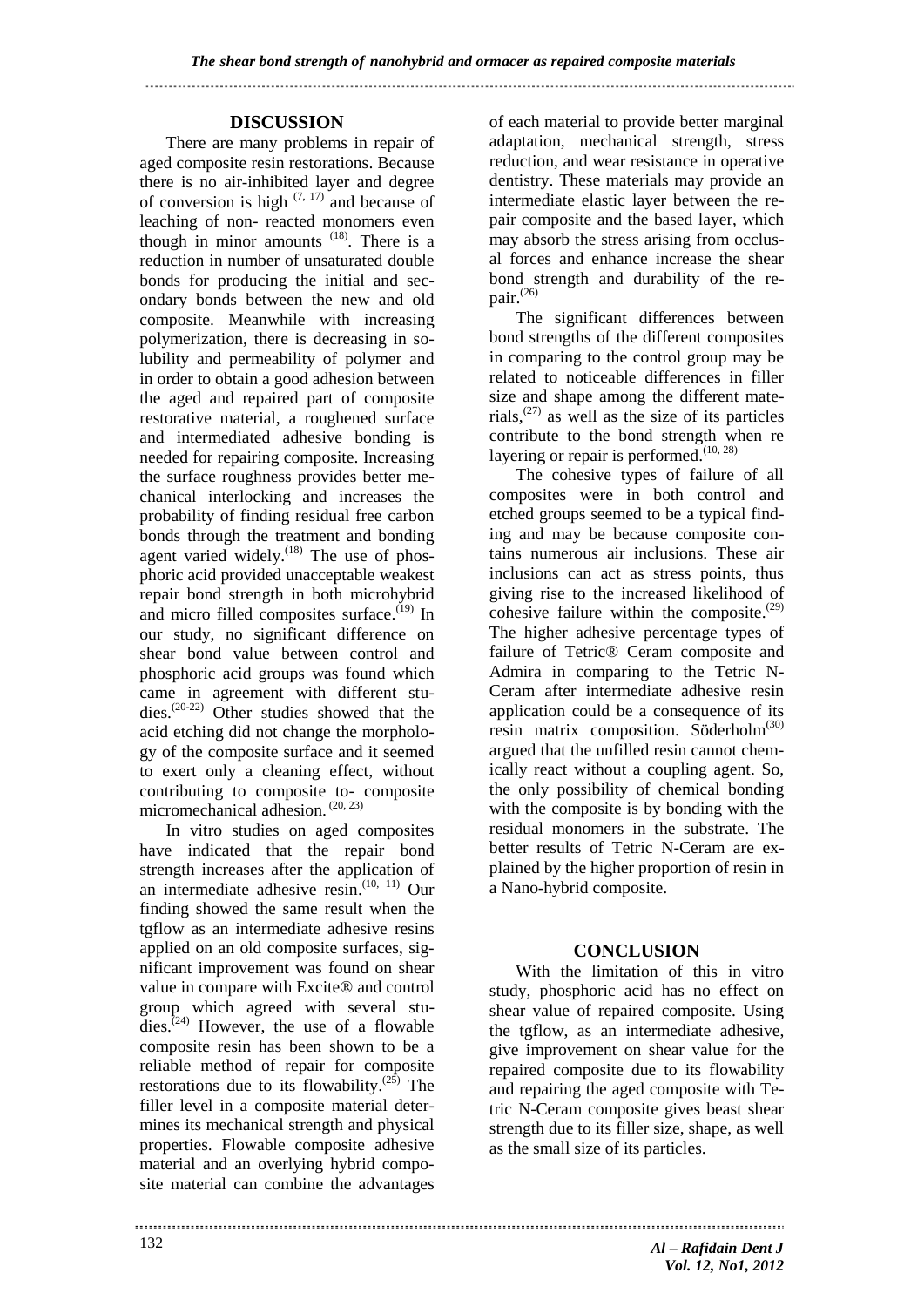## DISCUSSION

There are many problems in repair of aged composite resin restorations. Because there is no air-inhibited layer and degree of conversion is high [7, 17] and because of leaching of non- reacted monomers even though in minor amounts [18]. There is a reduction in number of unsaturated double bonds for producing the initial and secondary bonds between the new and old composite. Meanwhile with increasing polymerization, there is decreasing in solubility and permeability of polymer and in order to obtain a good adhesion between the aged and repaired part of composite restorative material, a roughened surface and intermediated adhesive bonding is needed for repairing composite. Increasing the surface roughness provides better mechanical interlocking and increases the probability of finding residual free carbon bonds through the treatment and bonding agent varied widely.[18] The use of phosphoric acid provided unacceptable weakest repair bond strength in both microhybrid and micro filled composites surface.[19] In our study, no significant difference on shear bond value between control and phosphoric acid groups was found which came in agreement with different studies.[20-22] Other studies showed that the acid etching did not change the morphology of the composite surface and it seemed to exert only a cleaning effect, without contributing to composite to- composite micromechanical adhesion. [20, 23]

In vitro studies on aged composites have indicated that the repair bond strength increases after the application of an intermediate adhesive resin.[10, 11] Our finding showed the same result when the tgflow as an intermediate adhesive resins applied on an old composite surfaces, significant improvement was found on shear value in compare with Excite® and control group which agreed with several studies.[24] However, the use of a flowable composite resin has been shown to be a reliable method of repair for composite restorations due to its flowability.[25] The filler level in a composite material determines its mechanical strength and physical properties. Flowable composite adhesive material and an overlying hybrid composite material can combine the advantages of each material to provide better marginal adaptation, mechanical strength, stress reduction, and wear resistance in operative dentistry. These materials may provide an intermediate elastic layer between the repair composite and the based layer, which may absorb the stress arising from occlusal forces and enhance increase the shear bond strength and durability of the repair.[26]

The significant differences between bond strengths of the different composites in comparing to the control group may be related to noticeable differences in filler size and shape among the different materials,[27] as well as the size of its particles contribute to the bond strength when re layering or repair is performed.[10, 28]

The cohesive types of failure of all composites were in both control and etched groups seemed to be a typical finding and may be because composite contains numerous air inclusions. These air inclusions can act as stress points, thus giving rise to the increased likelihood of cohesive failure within the composite.[29] The higher adhesive percentage types of failure of Tetric® Ceram composite and Admira in comparing to the Tetric N-Ceram after intermediate adhesive resin application could be a consequence of its resin matrix composition. Söderholm[30] argued that the unfilled resin cannot chemically react without a coupling agent. So, the only possibility of chemical bonding with the composite is by bonding with the residual monomers in the substrate. The better results of Tetric N-Ceram are explained by the higher proportion of resin in a Nano-hybrid composite.

## CONCLUSION

With the limitation of this in vitro study, phosphoric acid has no effect on shear value of repaired composite. Using the tgflow, as an intermediate adhesive, give improvement on shear value for the repaired composite due to its flowability and repairing the aged composite with Tetric N-Ceram composite gives beast shear strength due to its filler size, shape, as well as the small size of its particles.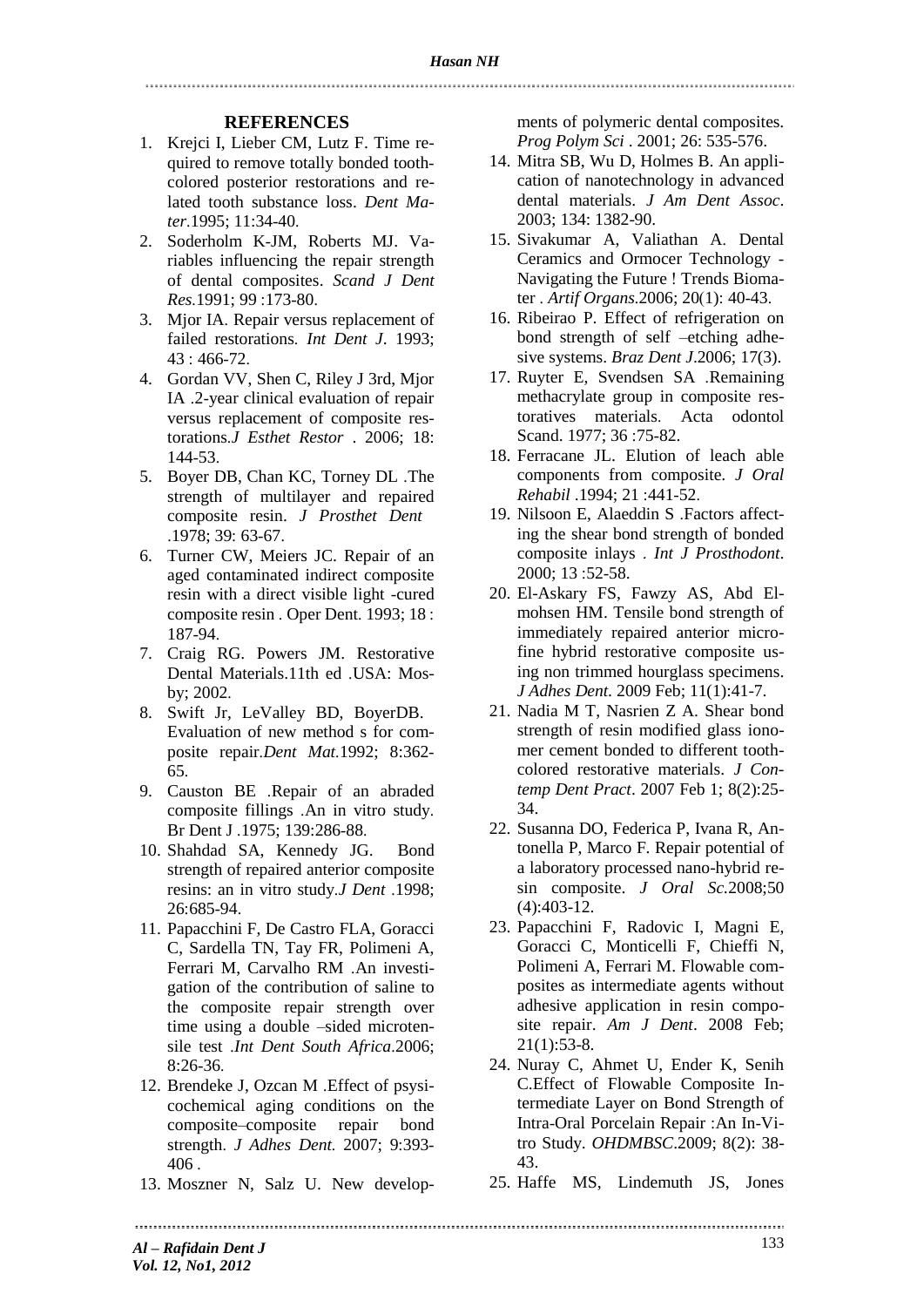## REFERENCES

1. Krejci I, Lieber CM, Lutz F. Time required to remove totally bonded tooth-colored posterior restorations and related tooth substance loss. *Dent Mater.*1995; 11:34-40.
2. Soderholm K-JM, Roberts MJ. Variables influencing the repair strength of dental composites. *Scand J Dent Res.*1991; 99 :173-80.
3. Mjor IA. Repair versus replacement of failed restorations. *Int Dent J*. 1993; 43 : 466-72.
4. Gordan VV, Shen C, Riley J 3rd, Mjor IA .2-year clinical evaluation of repair versus replacement of composite restorations.*J Esthet Restor* . 2006; 18: 144-53.
5. Boyer DB, Chan KC, Torney DL .The strength of multilayer and repaired composite resin. *J Prosthet Dent* .1978; 39: 63-67.
6. Turner CW, Meiers JC. Repair of an aged contaminated indirect composite resin with a direct visible light -cured composite resin . Oper Dent. 1993; 18 : 187-94.
7. Craig RG. Powers JM. Restorative Dental Materials.11th ed .USA: Mosby; 2002.
8. Swift Jr, LeValley BD, BoyerDB. Evaluation of new method s for composite repair.*Dent Mat.*1992; 8:362-65.
9. Causton BE .Repair of an abraded composite fillings .An in vitro study. Br Dent J .1975; 139:286-88.
10. Shahdad SA, Kennedy JG. Bond strength of repaired anterior composite resins: an in vitro study.*J Dent* .1998; 26:685-94.
11. Papacchini F, De Castro FLA, Goracci C, Sardella TN, Tay FR, Polimeni A, Ferrari M, Carvalho RM .An investigation of the contribution of saline to the composite repair strength over time using a double –sided microtensile test .*Int Dent South Africa*.2006; 8:26-36.
12. Brendeke J, Ozcan M .Effect of psysicochemical aging conditions on the composite–composite repair bond strength. *J Adhes Dent.* 2007; 9:393-406 .
13. Moszner N, Salz U. New developments of polymeric dental composites. *Prog Polym Sci* . 2001; 26: 535-576.
14. Mitra SB, Wu D, Holmes B. An application of nanotechnology in advanced dental materials. *J Am Dent Assoc*. 2003; 134: 1382-90.
15. Sivakumar A, Valiathan A. Dental Ceramics and Ormocer Technology - Navigating the Future ! Trends Biomater . *Artif Organs*.2006; 20(1): 40-43.
16. Ribeirao P. Effect of refrigeration on bond strength of self –etching adhesive systems. *Braz Dent J*.2006; 17(3).
17. Ruyter E, Svendsen SA .Remaining methacrylate group in composite restoratives materials. Acta odontol Scand. 1977; 36 :75-82.
18. Ferracane JL. Elution of leach able components from composite. *J Oral Rehabil* .1994; 21 :441-52.
19. Nilsoon E, Alaeddin S .Factors affecting the shear bond strength of bonded composite inlays . *Int J Prosthodont*. 2000; 13 :52-58.
20. El-Askary FS, Fawzy AS, Abd Elmohsen HM. Tensile bond strength of immediately repaired anterior microfine hybrid restorative composite using non trimmed hourglass specimens. *J Adhes Dent*. 2009 Feb; 11(1):41-7.
21. Nadia M T, Nasrien Z A. Shear bond strength of resin modified glass ionomer cement bonded to different tooth-colored restorative materials. *J Contemp Dent Pract*. 2007 Feb 1; 8(2):25-34.
22. Susanna DO, Federica P, Ivana R, Antonella P, Marco F. Repair potential of a laboratory processed nano-hybrid resin composite. *J Oral Sc*.2008;50 (4):403-12.
23. Papacchini F, Radovic I, Magni E, Goracci C, Monticelli F, Chieffi N, Polimeni A, Ferrari M. Flowable composites as intermediate agents without adhesive application in resin composite repair. *Am J Dent*. 2008 Feb; 21(1):53-8.
24. Nuray C, Ahmet U, Ender K, Senih C.Effect of Flowable Composite Intermediate Layer on Bond Strength of Intra-Oral Porcelain Repair :An In-Vitro Study. *OHDMBSC*.2009; 8(2): 38-43.
25. Haffe MS, Lindemuth JS, Jones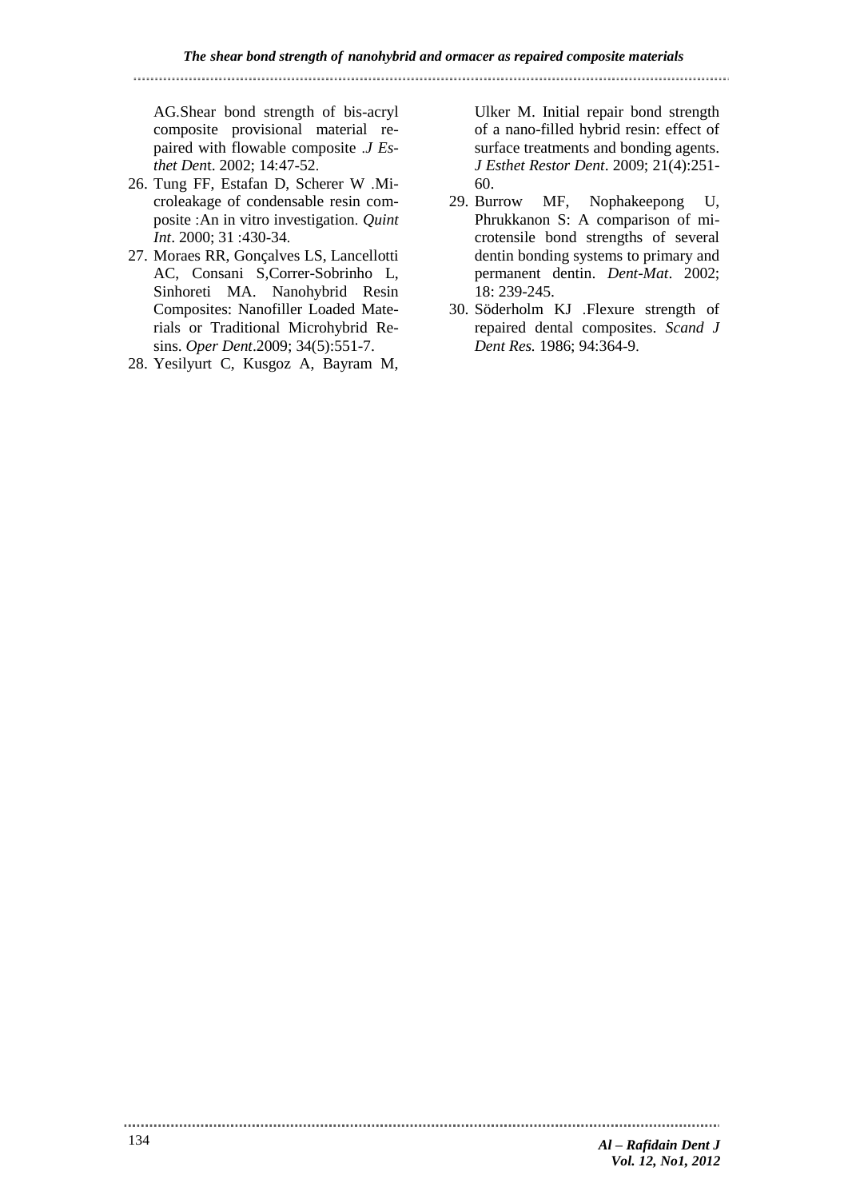AG.Shear bond strength of bis-acryl composite provisional material repaired with flowable composite .*J Esthet Den*t. 2002; 14:47-52.

26. Tung FF, Estafan D, Scherer W .Microleakage of condensable resin composite :An in vitro investigation. *Quint Int*. 2000; 31 :430-34.
27. Moraes RR, Gonçalves LS, Lancellotti AC, Consani S,Correr-Sobrinho L, Sinhoreti MA. Nanohybrid Resin Composites: Nanofiller Loaded Materials or Traditional Microhybrid Resins. *Oper Dent*.2009; 34(5):551-7.
28. Yesilyurt C, Kusgoz A, Bayram M, Ulker M. Initial repair bond strength of a nano-filled hybrid resin: effect of surface treatments and bonding agents. *J Esthet Restor Dent*. 2009; 21(4):251-60.
29. Burrow MF, Nophakeepong U, Phrukkanon S: A comparison of microtensile bond strengths of several dentin bonding systems to primary and permanent dentin. *Dent-Mat*. 2002; 18: 239-245.
30. Söderholm KJ .Flexure strength of repaired dental composites. *Scand J Dent Res.* 1986; 94:364-9.